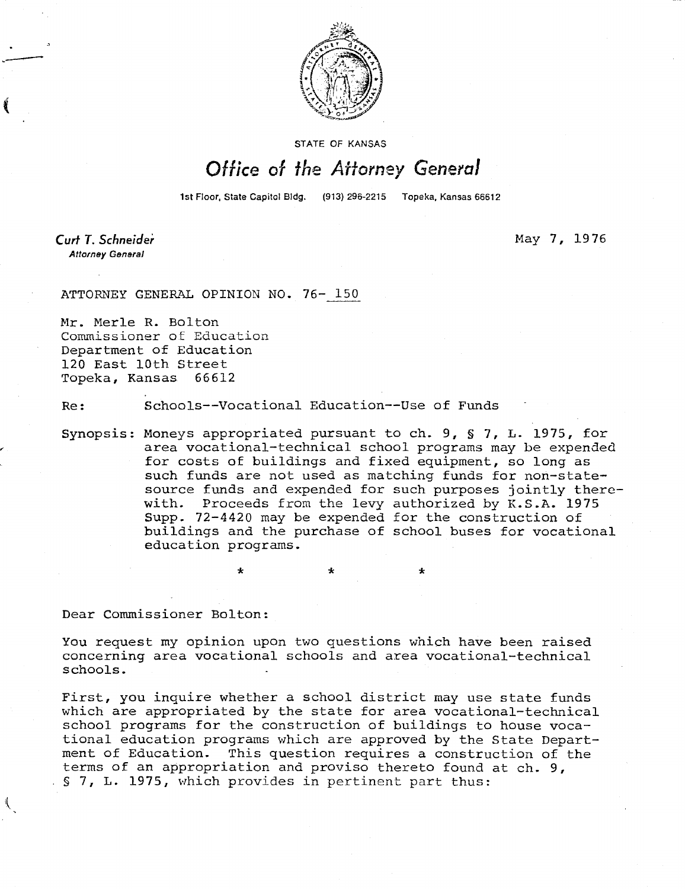STATE OF KANSAS

# Office of the Attorney General

1st Floor, State Capitol Bldg. (913) 296-2215 Topeka, Kansas 66612

*Curt T. Schneider*
*Attorney General*

May 7, 1976

ATTORNEY GENERAL OPINION NO. 76- 150

Mr. Merle R. Bolton
Commissioner of Education
Department of Education
120 East 10th Street
Topeka, Kansas 66612

Re: Schools--Vocational Education--Use of Funds

Synopsis: Moneys appropriated pursuant to ch. 9, § 7, L. 1975, for area vocational-technical school programs may be expended for costs of buildings and fixed equipment, so long as such funds are not used as matching funds for non-state-source funds and expended for such purposes jointly therewith. Proceeds from the levy authorized by K.S.A. 1975 Supp. 72-4420 may be expended for the construction of buildings and the purchase of school buses for vocational education programs.

\* \* \*

Dear Commissioner Bolton:

You request my opinion upon two questions which have been raised concerning area vocational schools and area vocational-technical schools.

First, you inquire whether a school district may use state funds which are appropriated by the state for area vocational-technical school programs for the construction of buildings to house vocational education programs which are approved by the State Department of Education. This question requires a construction of the terms of an appropriation and proviso thereto found at ch. 9, § 7, L. 1975, which provides in pertinent part thus: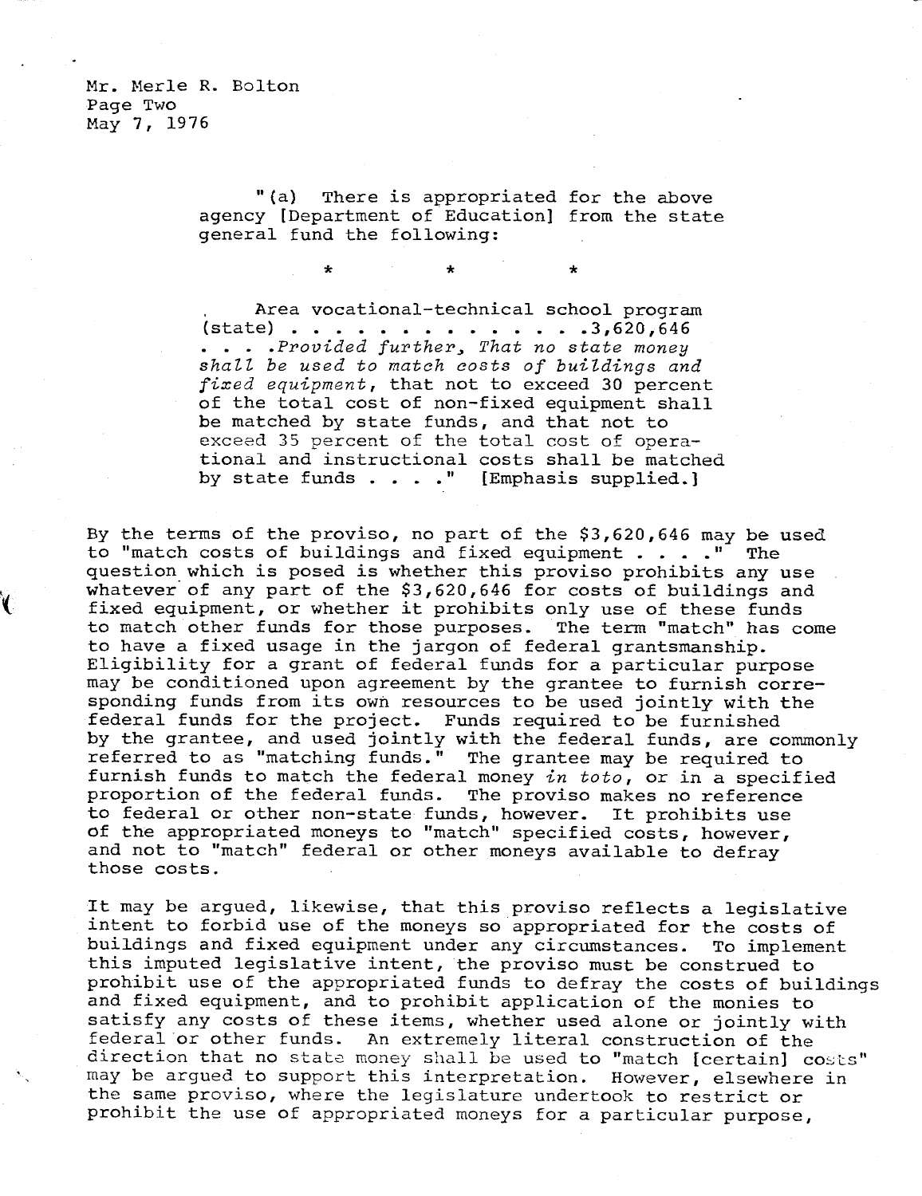"(a) There is appropriated for the above agency [Department of Education] from the state general fund the following:

\*   \*   \*

Area vocational-technical school program (state) . . . . . . . . . . . . . . .3,620,646 . . . .*Provided further, That no state money shall be used to match costs of buildings and fixed equipment*, that not to exceed 30 percent of the total cost of non-fixed equipment shall be matched by state funds, and that not to exceed 35 percent of the total cost of operational and instructional costs shall be matched by state funds . . . ." [Emphasis supplied.]

By the terms of the proviso, no part of the $3,620,646 may be used to "match costs of buildings and fixed equipment . . . ." The question which is posed is whether this proviso prohibits any use whatever of any part of the $3,620,646 for costs of buildings and fixed equipment, or whether it prohibits only use of these funds to match other funds for those purposes. The term "match" has come to have a fixed usage in the jargon of federal grantsmanship. Eligibility for a grant of federal funds for a particular purpose may be conditioned upon agreement by the grantee to furnish corresponding funds from its own resources to be used jointly with the federal funds for the project. Funds required to be furnished by the grantee, and used jointly with the federal funds, are commonly referred to as "matching funds." The grantee may be required to furnish funds to match the federal money *in toto*, or in a specified proportion of the federal funds. The proviso makes no reference to federal or other non-state funds, however. It prohibits use of the appropriated moneys to "match" specified costs, however, and not to "match" federal or other moneys available to defray those costs.

It may be argued, likewise, that this proviso reflects a legislative intent to forbid use of the moneys so appropriated for the costs of buildings and fixed equipment under any circumstances. To implement this imputed legislative intent, the proviso must be construed to prohibit use of the appropriated funds to defray the costs of buildings and fixed equipment, and to prohibit application of the monies to satisfy any costs of these items, whether used alone or jointly with federal or other funds. An extremely literal construction of the direction that no state money shall be used to "match [certain] costs" may be argued to support this interpretation. However, elsewhere in the same proviso, where the legislature undertook to restrict or prohibit the use of appropriated moneys for a particular purpose,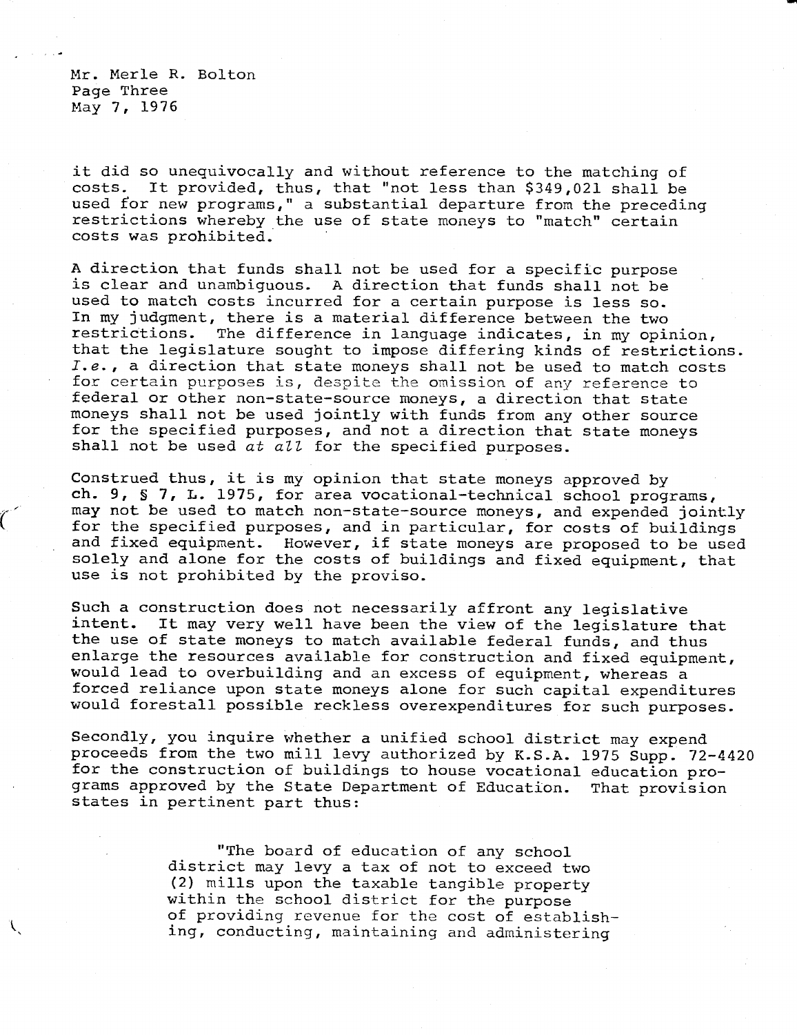it did so unequivocally and without reference to the matching of costs. It provided, thus, that "not less than $349,021 shall be used for new programs," a substantial departure from the preceding restrictions whereby the use of state moneys to "match" certain costs was prohibited.

A direction that funds shall not be used for a specific purpose is clear and unambiguous. A direction that funds shall not be used to match costs incurred for a certain purpose is less so. In my judgment, there is a material difference between the two restrictions. The difference in language indicates, in my opinion, that the legislature sought to impose differing kinds of restrictions. *I.e.*, a direction that state moneys shall not be used to match costs for certain purposes is, despite the omission of any reference to federal or other non-state-source moneys, a direction that state moneys shall not be used jointly with funds from any other source for the specified purposes, and not a direction that state moneys shall not be used *at all* for the specified purposes.

Construed thus, it is my opinion that state moneys approved by ch. 9, § 7, L. 1975, for area vocational-technical school programs, may not be used to match non-state-source moneys, and expended jointly for the specified purposes, and in particular, for costs of buildings and fixed equipment. However, if state moneys are proposed to be used solely and alone for the costs of buildings and fixed equipment, that use is not prohibited by the proviso.

Such a construction does not necessarily affront any legislative intent. It may very well have been the view of the legislature that the use of state moneys to match available federal funds, and thus enlarge the resources available for construction and fixed equipment, would lead to overbuilding and an excess of equipment, whereas a forced reliance upon state moneys alone for such capital expenditures would forestall possible reckless overexpenditures for such purposes.

Secondly, you inquire whether a unified school district may expend proceeds from the two mill levy authorized by K.S.A. 1975 Supp. 72-4420 for the construction of buildings to house vocational education programs approved by the State Department of Education. That provision states in pertinent part thus:

> "The board of education of any school district may levy a tax of not to exceed two (2) mills upon the taxable tangible property within the school district for the purpose of providing revenue for the cost of establishing, conducting, maintaining and administering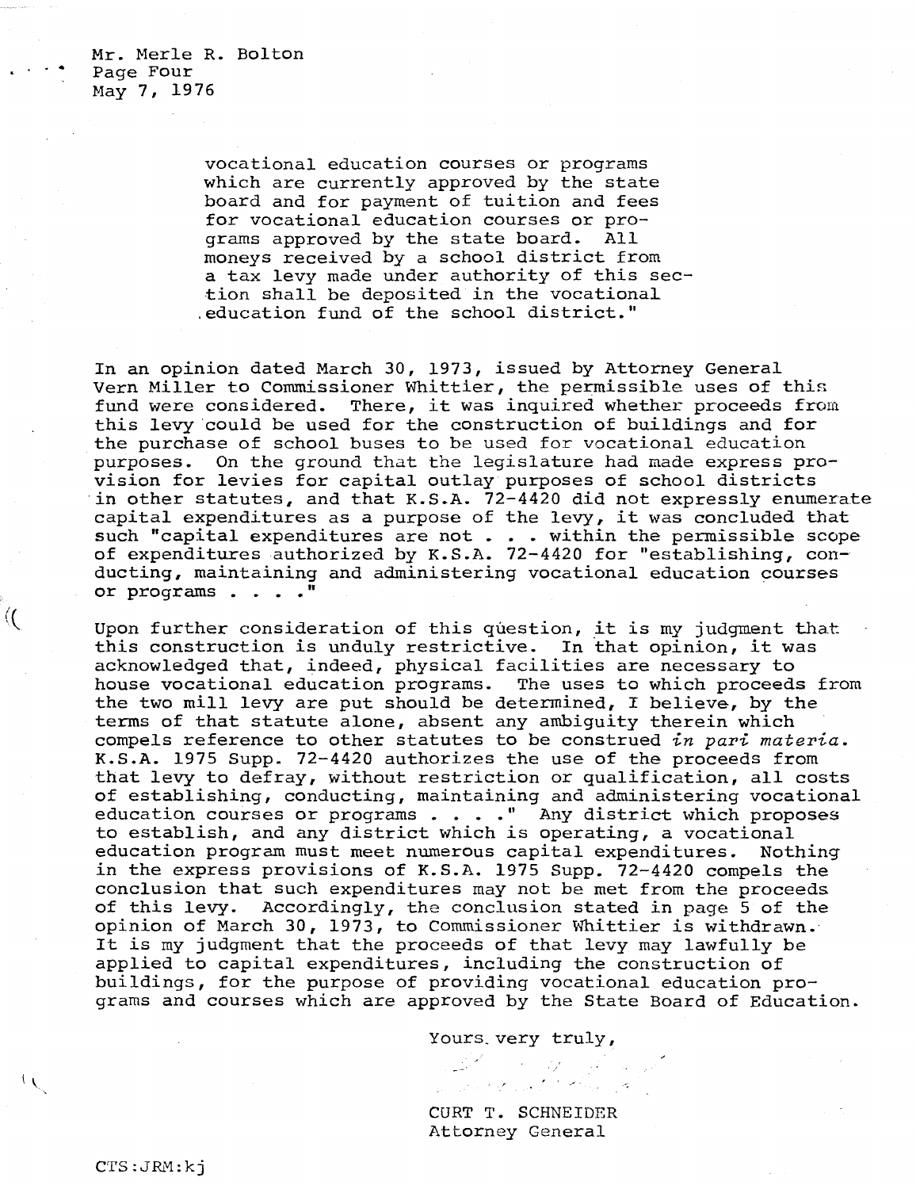Mr. Merle R. Bolton
Page Four
May 7, 1976

> vocational education courses or programs which are currently approved by the state board and for payment of tuition and fees for vocational education courses or programs approved by the state board. All moneys received by a school district from a tax levy made under authority of this section shall be deposited in the vocational education fund of the school district."

In an opinion dated March 30, 1973, issued by Attorney General Vern Miller to Commissioner Whittier, the permissible uses of this fund were considered. There, it was inquired whether proceeds from this levy could be used for the construction of buildings and for the purchase of school buses to be used for vocational education purposes. On the ground that the legislature had made express provision for levies for capital outlay purposes of school districts in other statutes, and that K.S.A. 72-4420 did not expressly enumerate capital expenditures as a purpose of the levy, it was concluded that such "capital expenditures are not . . . within the permissible scope of expenditures authorized by K.S.A. 72-4420 for "establishing, conducting, maintaining and administering vocational education courses or programs . . . ."

Upon further consideration of this question, it is my judgment that this construction is unduly restrictive. In that opinion, it was acknowledged that, indeed, physical facilities are necessary to house vocational education programs. The uses to which proceeds from the two mill levy are put should be determined, I believe, by the terms of that statute alone, absent any ambiguity therein which compels reference to other statutes to be construed *in pari materia*. K.S.A. 1975 Supp. 72-4420 authorizes the use of the proceeds from that levy to defray, without restriction or qualification, all costs of establishing, conducting, maintaining and administering vocational education courses or programs . . . ." Any district which proposes to establish, and any district which is operating, a vocational education program must meet numerous capital expenditures. Nothing in the express provisions of K.S.A. 1975 Supp. 72-4420 compels the conclusion that such expenditures may not be met from the proceeds of this levy. Accordingly, the conclusion stated in page 5 of the opinion of March 30, 1973, to Commissioner Whittier is withdrawn. It is my judgment that the proceeds of that levy may lawfully be applied to capital expenditures, including the construction of buildings, for the purpose of providing vocational education programs and courses which are approved by the State Board of Education.

Yours very truly,

CURT T. SCHNEIDER
Attorney General

CTS:JRM:kj